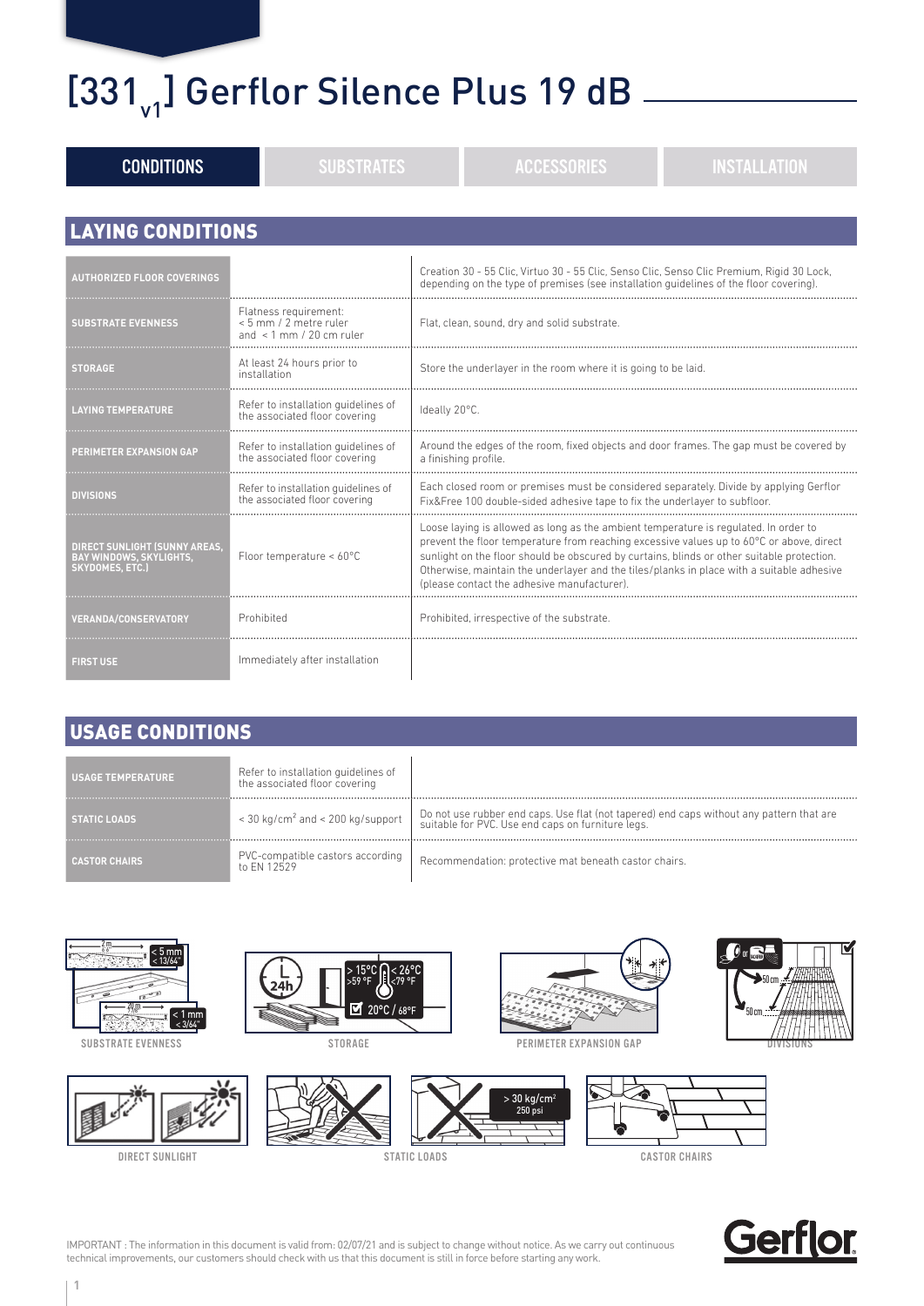# [331$_{v1}$] Gerflor Silence Plus 19 dB

CONDITIONS | SUBSTRATES | ACCESSORIES | INSTALLATION

## LAYING CONDITIONS

| | | |
|---|---|---|
| **AUTHORIZED FLOOR COVERINGS** | | Creation 30 - 55 Clic, Virtuo 30 - 55 Clic, Senso Clic, Senso Clic Premium, Rigid 30 Lock, depending on the type of premises (see installation guidelines of the floor covering). |
| **SUBSTRATE EVENNESS** | Flatness requirement: < 5 mm / 2 metre ruler and < 1 mm / 20 cm ruler | Flat, clean, sound, dry and solid substrate. |
| **STORAGE** | At least 24 hours prior to installation | Store the underlayer in the room where it is going to be laid. |
| **LAYING TEMPERATURE** | Refer to installation guidelines of the associated floor covering | Ideally 20°C. |
| **PERIMETER EXPANSION GAP** | Refer to installation guidelines of the associated floor covering | Around the edges of the room, fixed objects and door frames. The gap must be covered by a finishing profile. |
| **DIVISIONS** | Refer to installation guidelines of the associated floor covering | Each closed room or premises must be considered separately. Divide by applying Gerflor Fix&Free 100 double-sided adhesive tape to fix the underlayer to subfloor. |
| **DIRECT SUNLIGHT (SUNNY AREAS, BAY WINDOWS, SKYLIGHTS, SKYDOMES, ETC.)** | Floor temperature < 60°C | Loose laying is allowed as long as the ambient temperature is regulated. In order to prevent the floor temperature from reaching excessive values up to 60°C or above, direct sunlight on the floor should be obscured by curtains, blinds or other suitable protection. Otherwise, maintain the underlayer and the tiles/planks in place with a suitable adhesive (please contact the adhesive manufacturer). |
| **VERANDA/CONSERVATORY** | Prohibited | Prohibited, irrespective of the substrate. |
| **FIRST USE** | Immediately after installation | |

## USAGE CONDITIONS

| | | |
|---|---|---|
| **USAGE TEMPERATURE** | Refer to installation guidelines of the associated floor covering | |
| **STATIC LOADS** | < 30 kg/cm² and < 200 kg/support | Do not use rubber end caps. Use flat (not tapered) end caps without any pattern that are suitable for PVC. Use end caps on furniture legs. |
| **CASTOR CHAIRS** | PVC-compatible castors according to EN 12529 | Recommendation: protective mat beneath castor chairs. |

2 m — < 5 mm < 13/64" — 20 cm — < 1 mm < 3/64"

SUBSTRATE EVENNESS

24h — > 15°C >59 °F — < 26°C <79 °F — 20°C / 68°F

STORAGE

PERIMETER EXPANSION GAP

50 cm — 50 cm

DIVISIONS

DIRECT SUNLIGHT

> 30 kg/cm² 250 psi

STATIC LOADS

CASTOR CHAIRS

IMPORTANT : The information in this document is valid from: 02/07/21 and is subject to change without notice. As we carry out continuous technical improvements, our customers should check with us that this document is still in force before starting any work.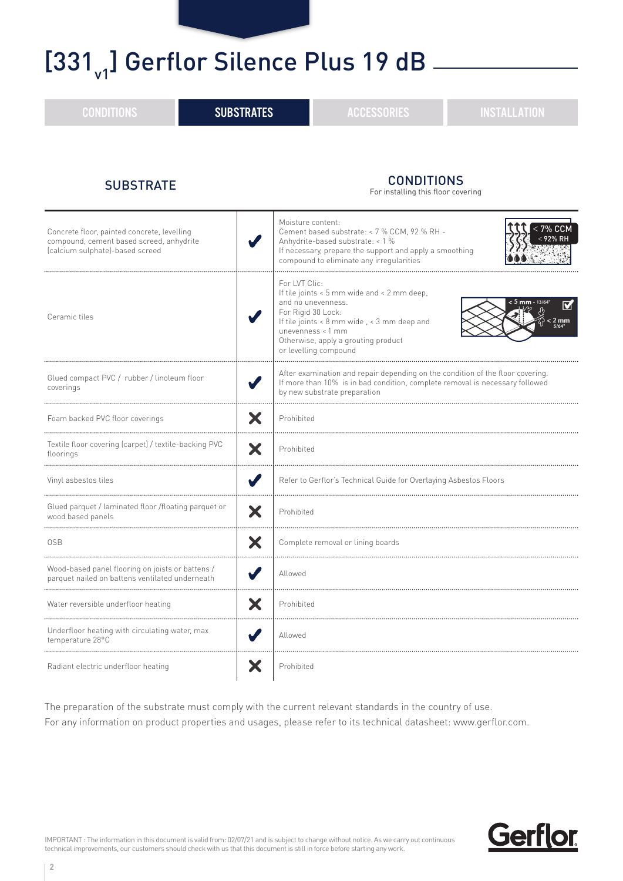# [331$_{v1}$] Gerflor Silence Plus 19 dB

CONDITIONS | **SUBSTRATES** | ACCESSORIES | INSTALLATION

| SUBSTRATE | | CONDITIONS<br>For installing this floor covering |
|---|---|---|
| Concrete floor, painted concrete, levelling compound, cement based screed, anhydrite (calcium sulphate)-based screed | ✔ | Moisture content:<br>Cement based substrate: < 7 % CCM, 92 % RH -<br>Anhydrite-based substrate: < 1 %<br>If necessary, prepare the support and apply a smoothing compound to eliminate any irregularities<br>< 7% CCM<br>< 92% RH |
| Ceramic tiles | ✔ | For LVT Clic:<br>If tile joints < 5 mm wide and < 2 mm deep, and no unevenness.<br>For Rigid 30 Lock:<br>If tile joints < 8 mm wide , < 3 mm deep and unevenness < 1 mm<br>Otherwise, apply a grouting product or levelling compound<br>< 5 mm - 13/64"<br>< 2 mm 5/64" |
| Glued compact PVC / rubber / linoleum floor coverings | ✔ | After examination and repair depending on the condition of the floor covering. If more than 10% is in bad condition, complete removal is necessary followed by new substrate preparation |
| Foam backed PVC floor coverings | ✘ | Prohibited |
| Textile floor covering (carpet) / textile-backing PVC floorings | ✘ | Prohibited |
| Vinyl asbestos tiles | ✔ | Refer to Gerflor's Technical Guide for Overlaying Asbestos Floors |
| Glued parquet / laminated floor /floating parquet or wood based panels | ✘ | Prohibited |
| OSB | ✘ | Complete removal or lining boards |
| Wood-based panel flooring on joists or battens / parquet nailed on battens ventilated underneath | ✔ | Allowed |
| Water reversible underfloor heating | ✘ | Prohibited |
| Underfloor heating with circulating water, max temperature 28°C | ✔ | Allowed |
| Radiant electric underfloor heating | ✘ | Prohibited |

The preparation of the substrate must comply with the current relevant standards in the country of use.
For any information on product properties and usages, please refer to its technical datasheet: www.gerflor.com.

IMPORTANT : The information in this document is valid from: 02/07/21 and is subject to change without notice. As we carry out continuous technical improvements, our customers should check with us that this document is still in force before starting any work.

Gerflor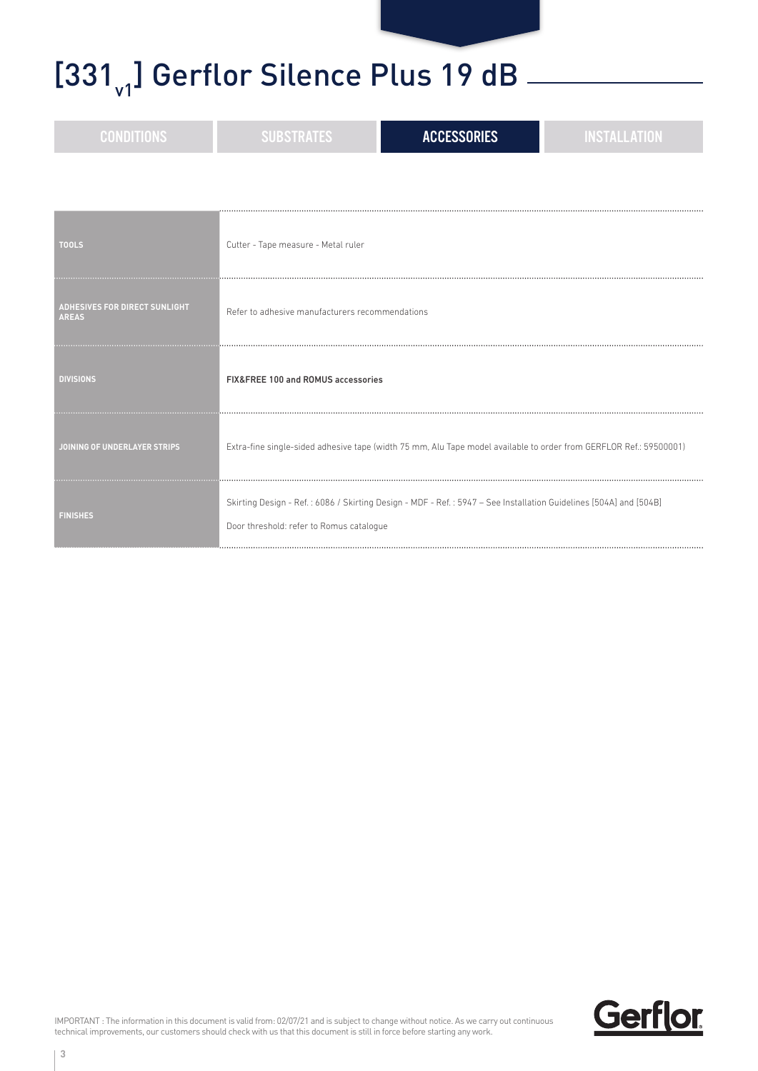# [$331_{v1}$] Gerflor Silence Plus 19 dB

CONDITIONS | SUBSTRATES | **ACCESSORIES** | INSTALLATION

| | |
|---|---|
| **TOOLS** | Cutter - Tape measure - Metal ruler |
| **ADHESIVES FOR DIRECT SUNLIGHT AREAS** | Refer to adhesive manufacturers recommendations |
| **DIVISIONS** | **FIX&FREE 100 and ROMUS accessories** |
| **JOINING OF UNDERLAYER STRIPS** | Extra-fine single-sided adhesive tape (width 75 mm, Alu Tape model available to order from GERFLOR Ref.: 59500001) |
| **FINISHES** | Skirting Design - Ref. : 6086 / Skirting Design - MDF - Ref. : 5947 – See Installation Guidelines [504A] and [504B]<br>Door threshold: refer to Romus catalogue |

IMPORTANT : The information in this document is valid from: 02/07/21 and is subject to change without notice. As we carry out continuous technical improvements, our customers should check with us that this document is still in force before starting any work.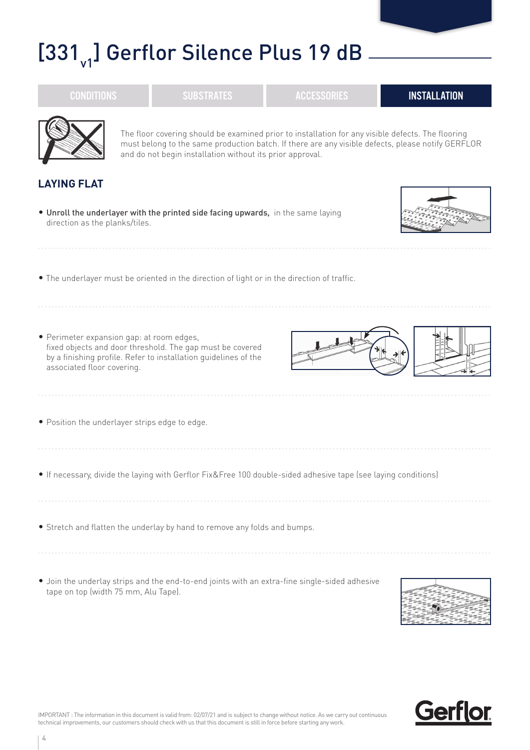# [$331_{v1}$] Gerflor Silence Plus 19 dB

CONDITIONS | SUBSTRATES | ACCESSORIES | **INSTALLATION**

The floor covering should be examined prior to installation for any visible defects. The flooring must belong to the same production batch. If there are any visible defects, please notify GERFLOR and do not begin installation without its prior approval.

## LAYING FLAT

- **Unroll the underlayer with the printed side facing upwards,** in the same laying direction as the planks/tiles.

- The underlayer must be oriented in the direction of light or in the direction of traffic.

- Perimeter expansion gap: at room edges, fixed objects and door threshold. The gap must be covered by a finishing profile. Refer to installation guidelines of the associated floor covering.

- Position the underlayer strips edge to edge.

- If necessary, divide the laying with Gerflor Fix&Free 100 double-sided adhesive tape (see laying conditions)

- Stretch and flatten the underlay by hand to remove any folds and bumps.

- Join the underlay strips and the end-to-end joints with an extra-fine single-sided adhesive tape on top (width 75 mm, Alu Tape).

IMPORTANT : The information in this document is valid from: 02/07/21 and is subject to change without notice. As we carry out continuous technical improvements, our customers should check with us that this document is still in force before starting any work.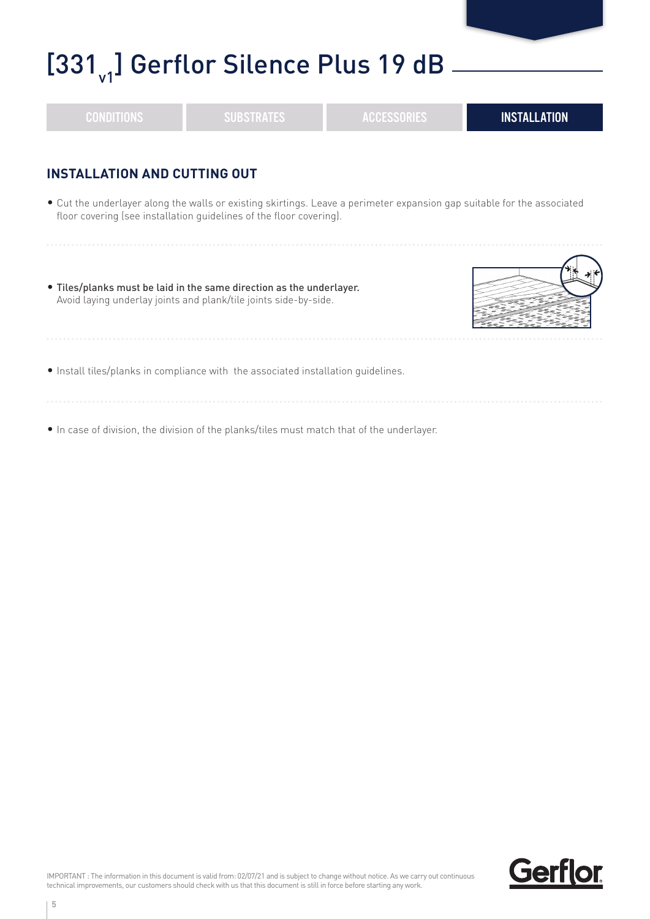# [$331_{v1}$] Gerflor Silence Plus 19 dB

CONDITIONS | SUBSTRATES | ACCESSORIES | **INSTALLATION**

## INSTALLATION AND CUTTING OUT

- Cut the underlayer along the walls or existing skirtings. Leave a perimeter expansion gap suitable for the associated floor covering (see installation guidelines of the floor covering).

- Tiles/planks must be laid in the same direction as the underlayer.
  Avoid laying underlay joints and plank/tile joints side-by-side.

- Install tiles/planks in compliance with the associated installation guidelines.

- In case of division, the division of the planks/tiles must match that of the underlayer.

IMPORTANT : The information in this document is valid from: 02/07/21 and is subject to change without notice. As we carry out continuous technical improvements, our customers should check with us that this document is still in force before starting any work.